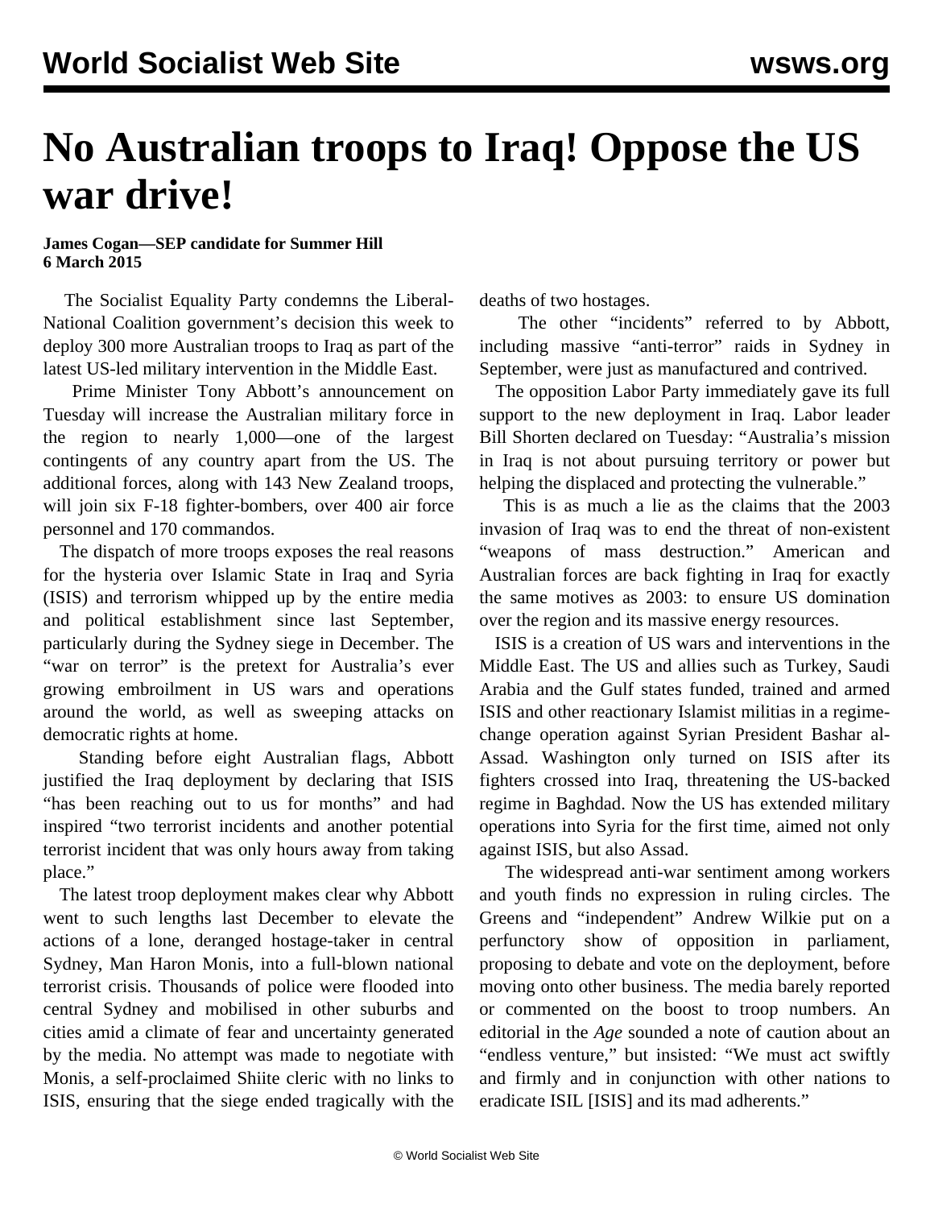# No Australian troops to Iraq! Oppose the US war drive!

**James Cogan—SEP candidate for Summer Hill**
**6 March 2015**

The Socialist Equality Party condemns the Liberal-National Coalition government's decision this week to deploy 300 more Australian troops to Iraq as part of the latest US-led military intervention in the Middle East.

Prime Minister Tony Abbott's announcement on Tuesday will increase the Australian military force in the region to nearly 1,000—one of the largest contingents of any country apart from the US. The additional forces, along with 143 New Zealand troops, will join six F-18 fighter-bombers, over 400 air force personnel and 170 commandos.

The dispatch of more troops exposes the real reasons for the hysteria over Islamic State in Iraq and Syria (ISIS) and terrorism whipped up by the entire media and political establishment since last September, particularly during the Sydney siege in December. The "war on terror" is the pretext for Australia's ever growing embroilment in US wars and operations around the world, as well as sweeping attacks on democratic rights at home.

Standing before eight Australian flags, Abbott justified the Iraq deployment by declaring that ISIS "has been reaching out to us for months" and had inspired "two terrorist incidents and another potential terrorist incident that was only hours away from taking place."

The latest troop deployment makes clear why Abbott went to such lengths last December to elevate the actions of a lone, deranged hostage-taker in central Sydney, Man Haron Monis, into a full-blown national terrorist crisis. Thousands of police were flooded into central Sydney and mobilised in other suburbs and cities amid a climate of fear and uncertainty generated by the media. No attempt was made to negotiate with Monis, a self-proclaimed Shiite cleric with no links to ISIS, ensuring that the siege ended tragically with the deaths of two hostages.

The other "incidents" referred to by Abbott, including massive "anti-terror" raids in Sydney in September, were just as manufactured and contrived.

The opposition Labor Party immediately gave its full support to the new deployment in Iraq. Labor leader Bill Shorten declared on Tuesday: "Australia's mission in Iraq is not about pursuing territory or power but helping the displaced and protecting the vulnerable."

This is as much a lie as the claims that the 2003 invasion of Iraq was to end the threat of non-existent "weapons of mass destruction." American and Australian forces are back fighting in Iraq for exactly the same motives as 2003: to ensure US domination over the region and its massive energy resources.

ISIS is a creation of US wars and interventions in the Middle East. The US and allies such as Turkey, Saudi Arabia and the Gulf states funded, trained and armed ISIS and other reactionary Islamist militias in a regime-change operation against Syrian President Bashar al-Assad. Washington only turned on ISIS after its fighters crossed into Iraq, threatening the US-backed regime in Baghdad. Now the US has extended military operations into Syria for the first time, aimed not only against ISIS, but also Assad.

The widespread anti-war sentiment among workers and youth finds no expression in ruling circles. The Greens and "independent" Andrew Wilkie put on a perfunctory show of opposition in parliament, proposing to debate and vote on the deployment, before moving onto other business. The media barely reported or commented on the boost to troop numbers. An editorial in the *Age* sounded a note of caution about an "endless venture," but insisted: "We must act swiftly and firmly and in conjunction with other nations to eradicate ISIL [ISIS] and its mad adherents."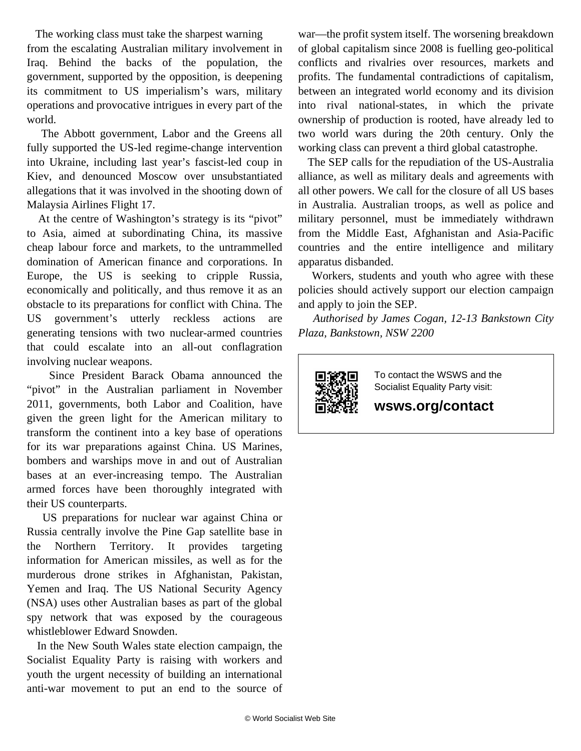The working class must take the sharpest warning from the escalating Australian military involvement in Iraq. Behind the backs of the population, the government, supported by the opposition, is deepening its commitment to US imperialism's wars, military operations and provocative intrigues in every part of the world.

The Abbott government, Labor and the Greens all fully supported the US-led regime-change intervention into Ukraine, including last year's fascist-led coup in Kiev, and denounced Moscow over unsubstantiated allegations that it was involved in the shooting down of Malaysia Airlines Flight 17.

At the centre of Washington's strategy is its "pivot" to Asia, aimed at subordinating China, its massive cheap labour force and markets, to the untrammelled domination of American finance and corporations. In Europe, the US is seeking to cripple Russia, economically and politically, and thus remove it as an obstacle to its preparations for conflict with China. The US government's utterly reckless actions are generating tensions with two nuclear-armed countries that could escalate into an all-out conflagration involving nuclear weapons.

Since President Barack Obama announced the "pivot" in the Australian parliament in November 2011, governments, both Labor and Coalition, have given the green light for the American military to transform the continent into a key base of operations for its war preparations against China. US Marines, bombers and warships move in and out of Australian bases at an ever-increasing tempo. The Australian armed forces have been thoroughly integrated with their US counterparts.

US preparations for nuclear war against China or Russia centrally involve the Pine Gap satellite base in the Northern Territory. It provides targeting information for American missiles, as well as for the murderous drone strikes in Afghanistan, Pakistan, Yemen and Iraq. The US National Security Agency (NSA) uses other Australian bases as part of the global spy network that was exposed by the courageous whistleblower Edward Snowden.

In the New South Wales state election campaign, the Socialist Equality Party is raising with workers and youth the urgent necessity of building an international anti-war movement to put an end to the source of war—the profit system itself. The worsening breakdown of global capitalism since 2008 is fuelling geo-political conflicts and rivalries over resources, markets and profits. The fundamental contradictions of capitalism, between an integrated world economy and its division into rival national-states, in which the private ownership of production is rooted, have already led to two world wars during the 20th century. Only the working class can prevent a third global catastrophe.

The SEP calls for the repudiation of the US-Australia alliance, as well as military deals and agreements with all other powers. We call for the closure of all US bases in Australia. Australian troops, as well as police and military personnel, must be immediately withdrawn from the Middle East, Afghanistan and Asia-Pacific countries and the entire intelligence and military apparatus disbanded.

Workers, students and youth who agree with these policies should actively support our election campaign and apply to join the SEP.

*Authorised by James Cogan, 12-13 Bankstown City Plaza, Bankstown, NSW 2200*

To contact the WSWS and the Socialist Equality Party visit:

**wsws.org/contact**